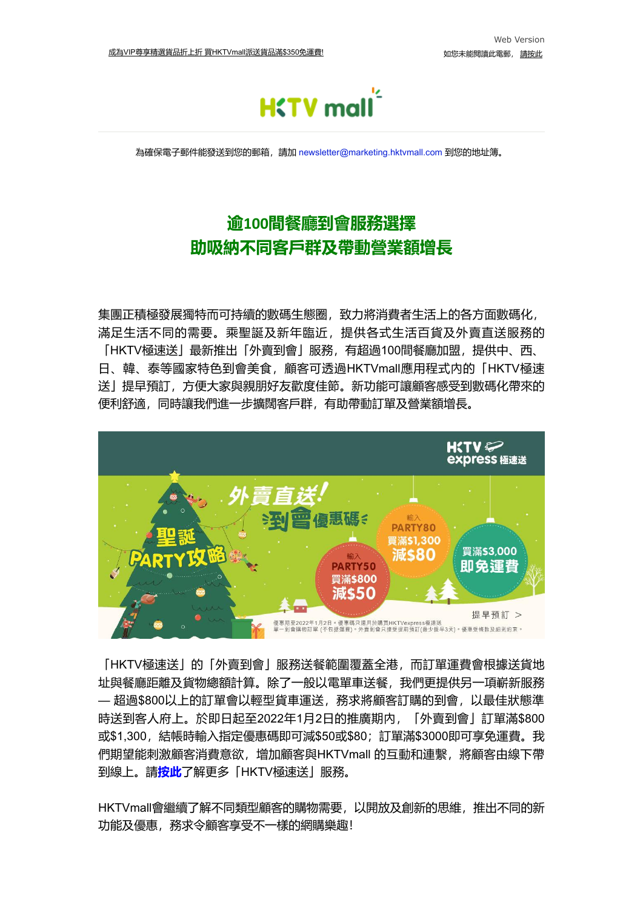成為VIP尊享精選貨品折上折 買HKTVmall派送貨品滿$350免運費!

Web Version

如您未能閱讀此電郵， 請按此

HKTV mall

為確保電子郵件能發送到您的郵箱，請加 newsletter@marketing.hktvmall.com 到您的地址簿。

## 逾100間餐廳到會服務選擇
## 助吸納不同客戶群及帶動營業額增長

集團正積極發展獨特而可持續的數碼生態圈，致力將消費者生活上的各方面數碼化，滿足生活不同的需要。乘聖誕及新年臨近，提供各式生活百貨及外賣直送服務的「HKTV極速送」最新推出「外賣到會」服務，有超過100間餐廳加盟，提供中、西、日、韓、泰等國家特色到會美食，顧客可透過HKTVmall應用程式內的「HKTV極速送」提早預訂，方便大家與親朋好友歡度佳節。新功能可讓顧客感受到數碼化帶來的便利舒適，同時讓我們進一步擴闊客戶群，有助帶動訂單及營業額增長。

「HKTV極速送」的「外賣到會」服務送餐範圍覆蓋全港，而訂單運費會根據送貨地址與餐廳距離及貨物總額計算。除了一般以電單車送餐，我們更提供另一項嶄新服務 — 超過$800以上的訂單會以輕型貨車運送，務求將顧客訂購的到會，以最佳狀態準時送到客人府上。於即日起至2022年1月2日的推廣期內，「外賣到會」訂單滿$800或$1,300，結帳時輸入指定優惠碼即可減$50或$80；訂單滿$3000即可享免運費。我們期望能刺激顧客消費意欲，增加顧客與HKTVmall 的互動和連繫，將顧客由線下帶到線上。請**按此**了解更多「HKTV極速送」服務。

HKTVmall會繼續了解不同類型顧客的購物需要，以開放及創新的思維，推出不同的新功能及優惠，務求令顧客享受不一樣的網購樂趣!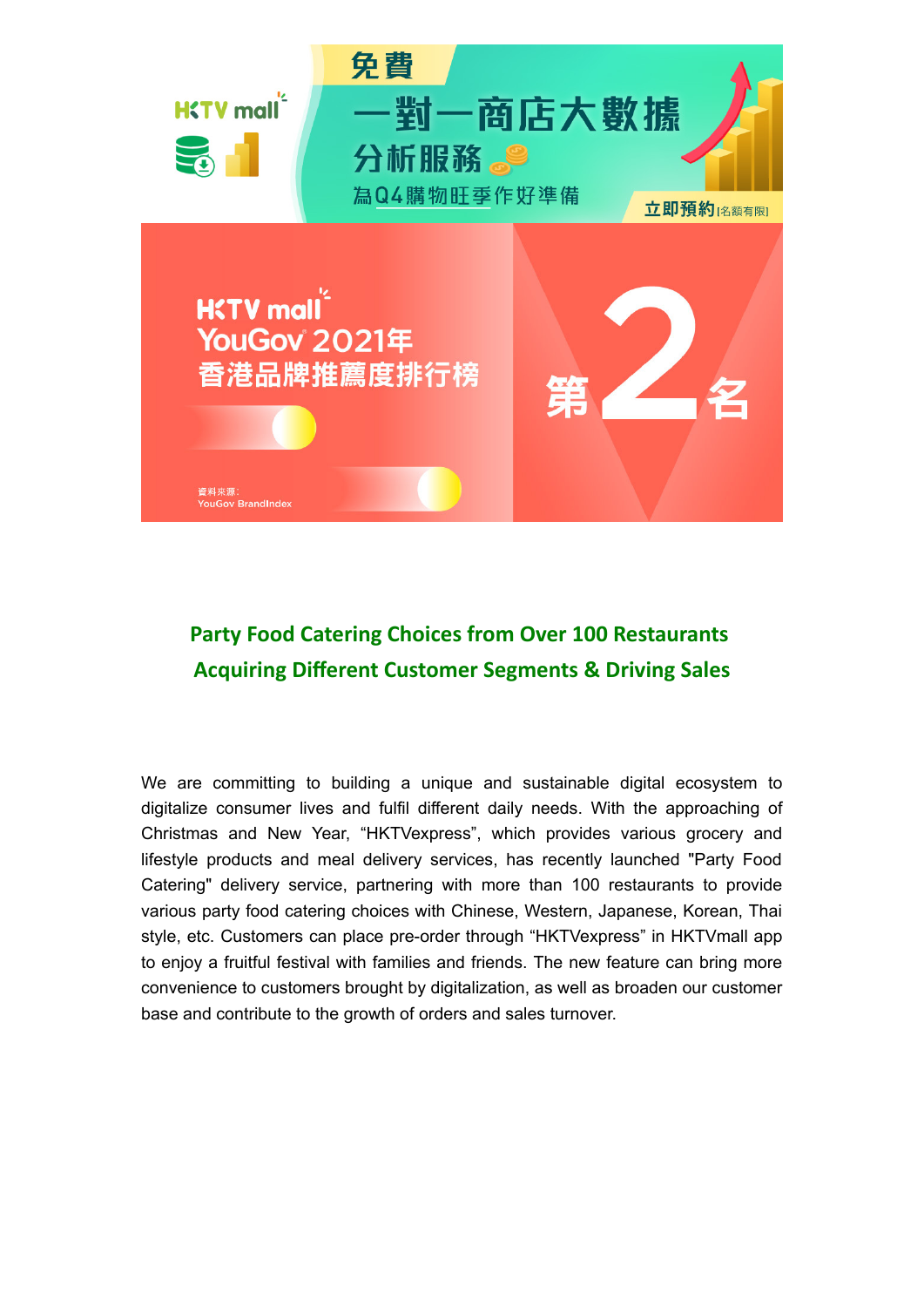免費

一對一商店大數據分析服務

為Q4購物旺季作好準備

立即預約[名額有限]

HKTV mall YouGov 2021年 香港品牌推薦度排行榜

第2名

資料來源：YouGov BrandIndex

## Party Food Catering Choices from Over 100 Restaurants
## Acquiring Different Customer Segments & Driving Sales

We are committing to building a unique and sustainable digital ecosystem to digitalize consumer lives and fulfil different daily needs. With the approaching of Christmas and New Year, "HKTVexpress", which provides various grocery and lifestyle products and meal delivery services, has recently launched "Party Food Catering" delivery service, partnering with more than 100 restaurants to provide various party food catering choices with Chinese, Western, Japanese, Korean, Thai style, etc. Customers can place pre-order through "HKTVexpress" in HKTVmall app to enjoy a fruitful festival with families and friends. The new feature can bring more convenience to customers brought by digitalization, as well as broaden our customer base and contribute to the growth of orders and sales turnover.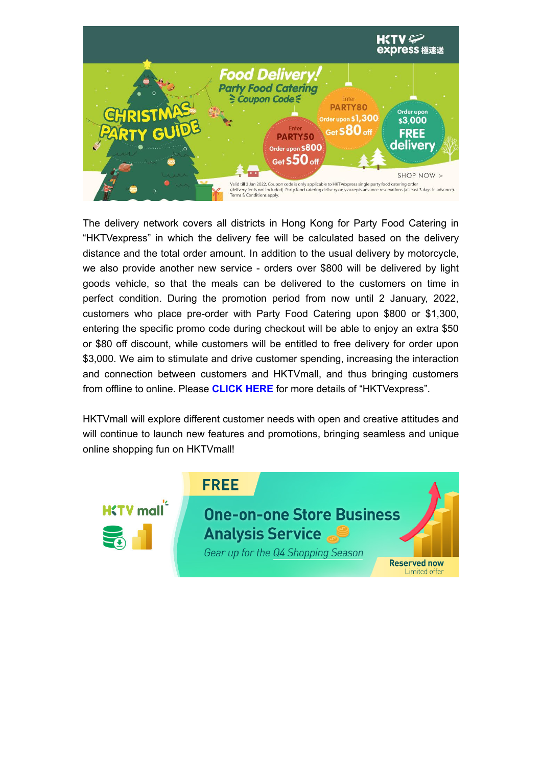The delivery network covers all districts in Hong Kong for Party Food Catering in "HKTVexpress" in which the delivery fee will be calculated based on the delivery distance and the total order amount. In addition to the usual delivery by motorcycle, we also provide another new service - orders over $800 will be delivered by light goods vehicle, so that the meals can be delivered to the customers on time in perfect condition. During the promotion period from now until 2 January, 2022, customers who place pre-order with Party Food Catering upon $800 or $1,300, entering the specific promo code during checkout will be able to enjoy an extra $50 or $80 off discount, while customers will be entitled to free delivery for order upon $3,000. We aim to stimulate and drive customer spending, increasing the interaction and connection between customers and HKTVmall, and thus bringing customers from offline to online. Please **CLICK HERE** for more details of "HKTVexpress".

HKTVmall will explore different customer needs with open and creative attitudes and will continue to launch new features and promotions, bringing seamless and unique online shopping fun on HKTVmall!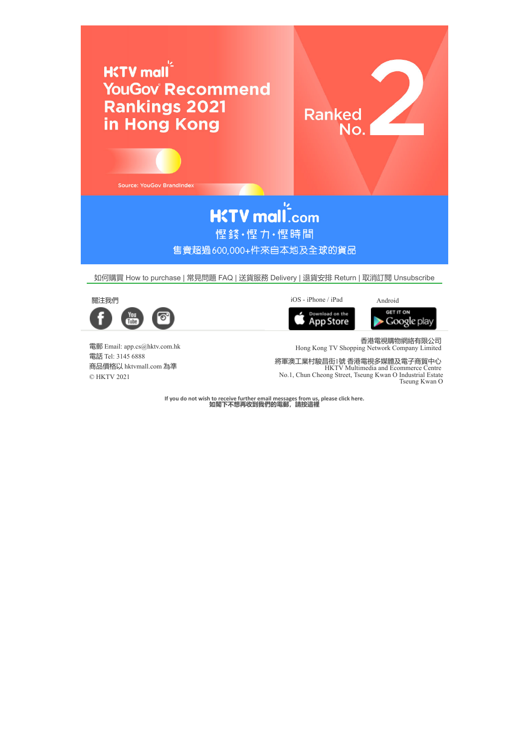HKTV mall

YouGov Recommend Rankings 2021 in Hong Kong

Ranked No. 2

Source: YouGov BrandIndex

HKTV mall.com

慳錢・慳力・慳時間

售賣超過600,000+件來自本地及全球的貨品

如何購買 How to purchase | 常見問題 FAQ | 送貨服務 Delivery | 退貨安排 Return | 取消訂閱 Unsubscribe

關注我們

iOS - iPhone / iPad

Android

Download on the App Store

GET IT ON Google play

電郵 Email: app.cs@hktv.com.hk
電話 Tel: 3145 6888
商品價格以 hktvmall.com 為準
© HKTV 2021

香港電視購物網絡有限公司
Hong Kong TV Shopping Network Company Limited

將軍澳工業村駿昌街1號 香港電視多媒體及電子商貿中心
HKTV Multimedia and Ecommerce Centre
No.1, Chun Cheong Street, Tseung Kwan O Industrial Estate
Tseung Kwan O

If you do not wish to receive further email messages from us, please click here.
如閣下不想再收到我們的電郵，請按這裡